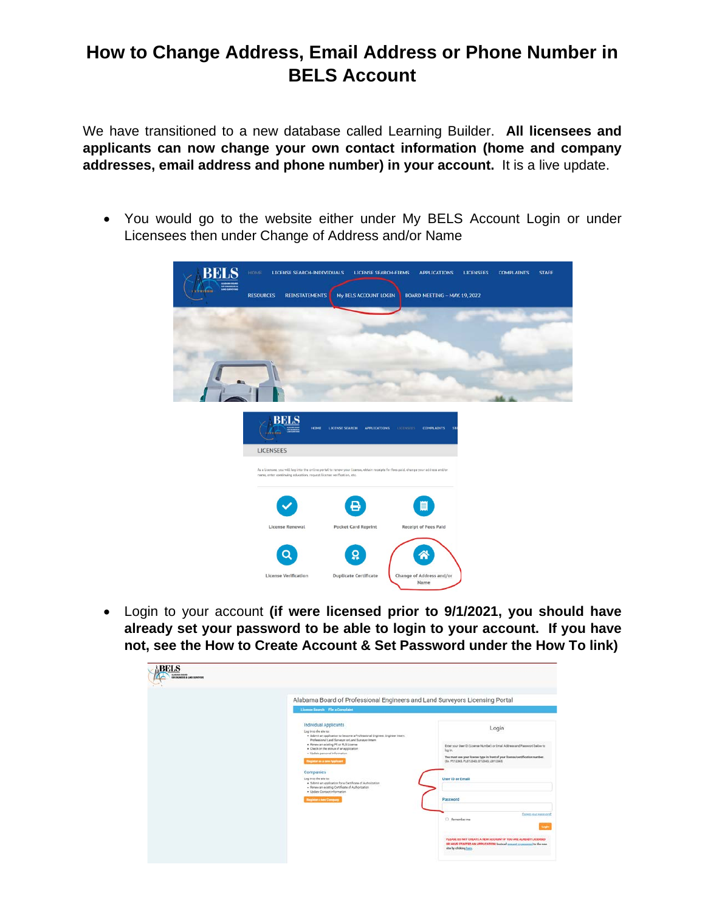# How to Change Address, Email Address or Phone Number in BELS Account

We have transitioned to a new database called Learning Builder. **All licensees and applicants can now change your own contact information (home and company addresses, email address and phone number) in your account.** It is a live update.

- You would go to the website either under My BELS Account Login or under Licensees then under Change of Address and/or Name

- Login to your account **(if were licensed prior to 9/1/2021, you should have already set your password to be able to login to your account. If you have not, see the How to Create Account & Set Password under the How To link)**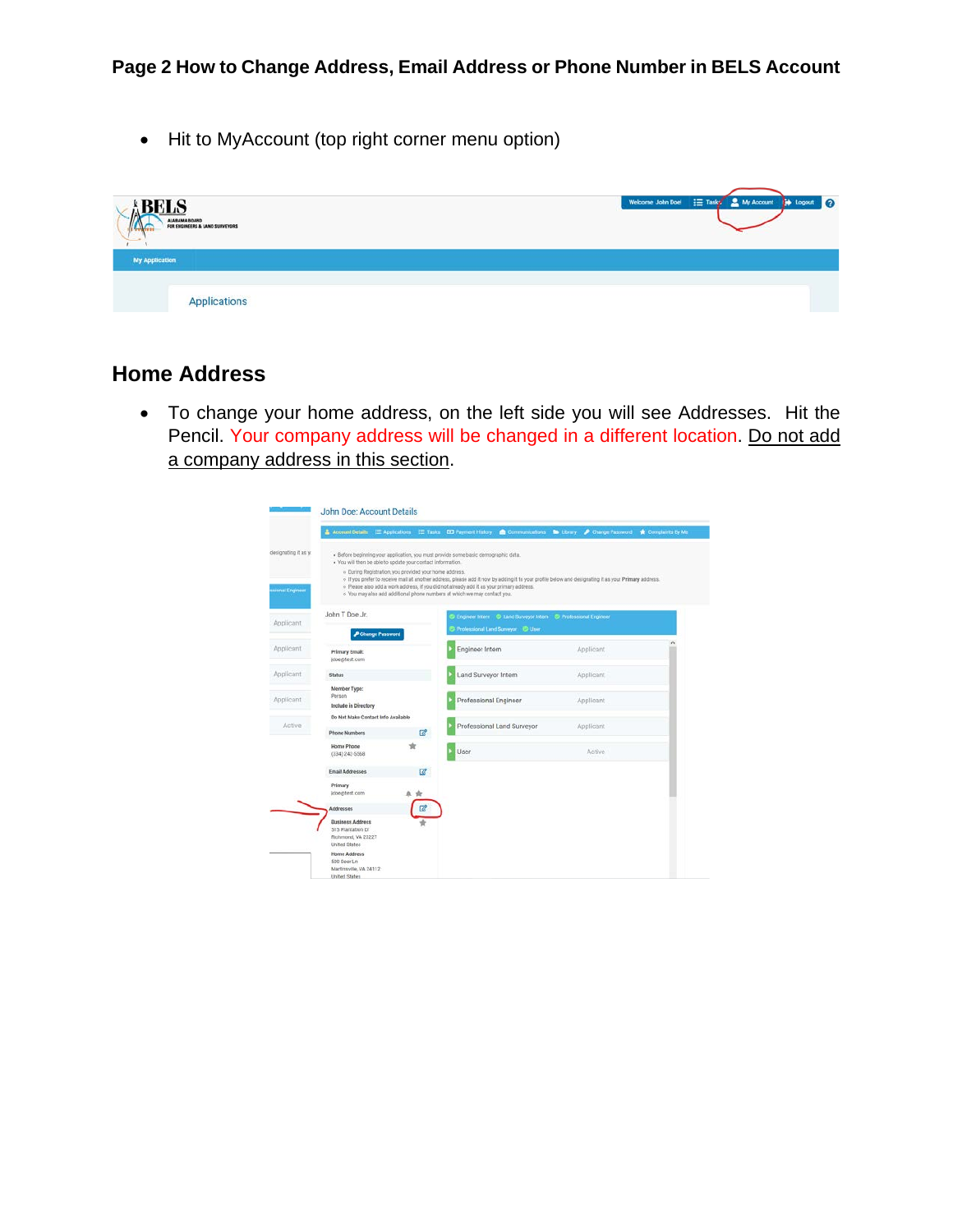## Page 2 How to Change Address, Email Address or Phone Number in BELS Account

- Hit to MyAccount (top right corner menu option)

## Home Address

- To change your home address, on the left side you will see Addresses. Hit the Pencil. Your company address will be changed in a different location. Do not add a company address in this section.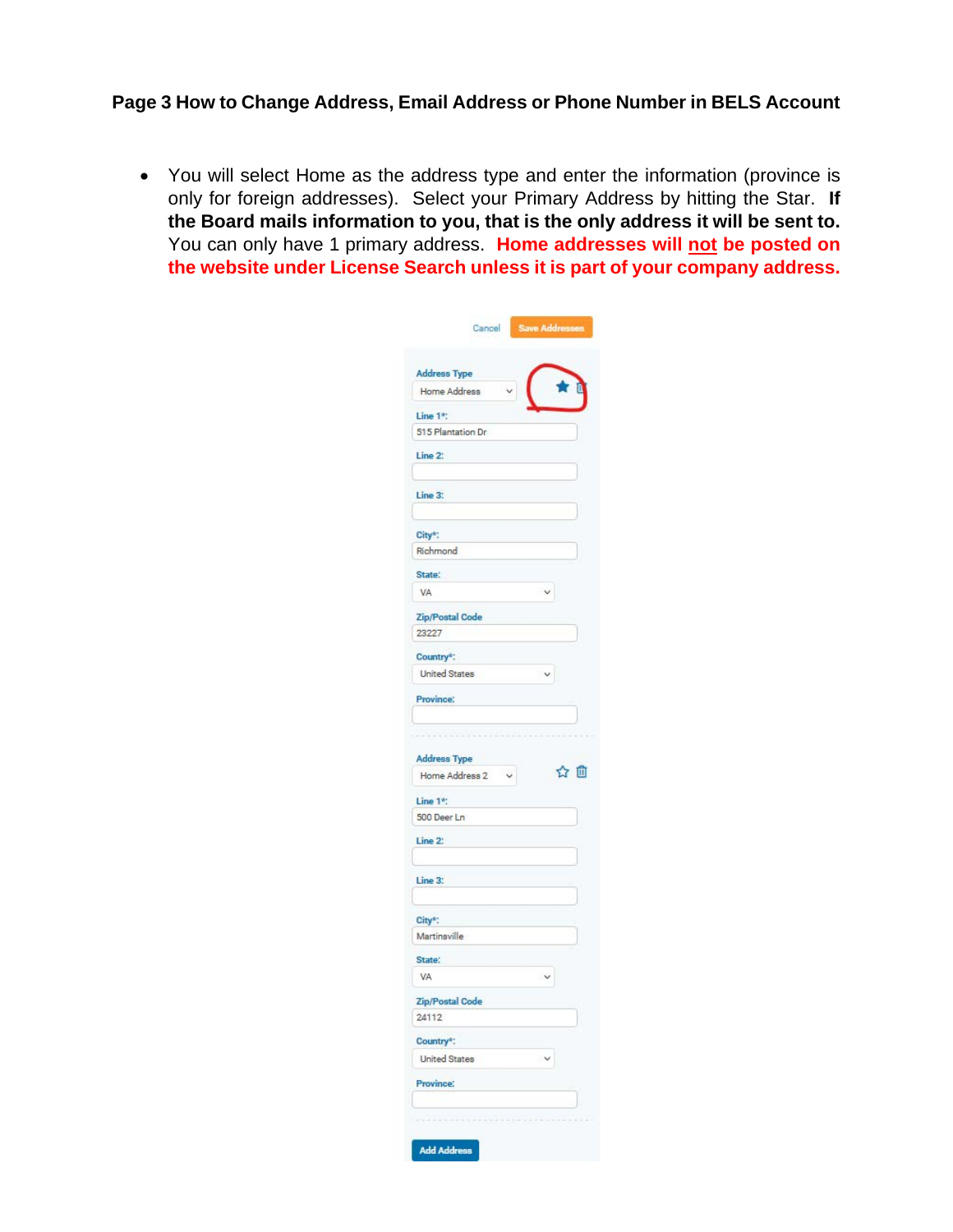## Page 3 How to Change Address, Email Address or Phone Number in BELS Account

- You will select Home as the address type and enter the information (province is only for foreign addresses). Select your Primary Address by hitting the Star. **If the Board mails information to you, that is the only address it will be sent to.** You can only have 1 primary address. **Home addresses will <u>not</u> be posted on the website under License Search unless it is part of your company address.**

Cancel | Save Addresses

**Address Type:** Home Address

**Line 1\*:** 515 Plantation Dr

**Line 2:**

**Line 3:**

**City\*:** Richmond

**State:** VA

**Zip/Postal Code:** 23227

**Country\*:** United States

**Province:**

**Address Type:** Home Address 2

**Line 1\*:** 500 Deer Ln

**Line 2:**

**Line 3:**

**City\*:** Martinsville

**State:** VA

**Zip/Postal Code:** 24112

**Country\*:** United States

**Province:**

Add Address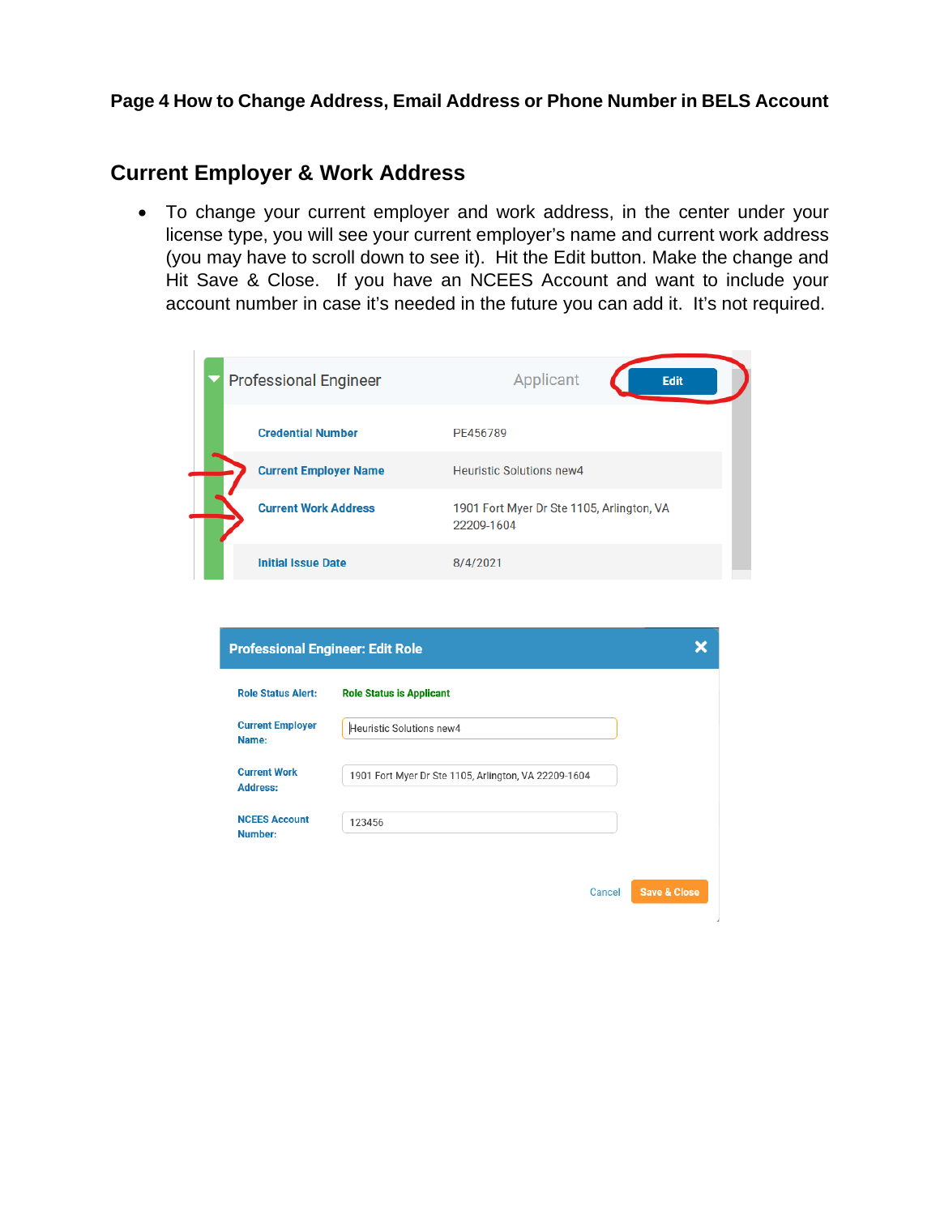**Page 4 How to Change Address, Email Address or Phone Number in BELS Account**

## Current Employer & Work Address

- To change your current employer and work address, in the center under your license type, you will see your current employer's name and current work address (you may have to scroll down to see it). Hit the Edit button. Make the change and Hit Save & Close. If you have an NCEES Account and want to include your account number in case it's needed in the future you can add it. It's not required.

Professional Engineer | Applicant | Edit

| | |
|---|---|
| Credential Number | PE456789 |
| Current Employer Name | Heuristic Solutions new4 |
| Current Work Address | 1901 Fort Myer Dr Ste 1105, Arlington, VA 22209-1604 |
| Initial Issue Date | 8/4/2021 |

**Professional Engineer: Edit Role**

| | |
|---|---|
| Role Status Alert: | Role Status is Applicant |
| Current Employer Name: | Heuristic Solutions new4 |
| Current Work Address: | 1901 Fort Myer Dr Ste 1105, Arlington, VA 22209-1604 |
| NCEES Account Number: | 123456 |

Cancel | Save & Close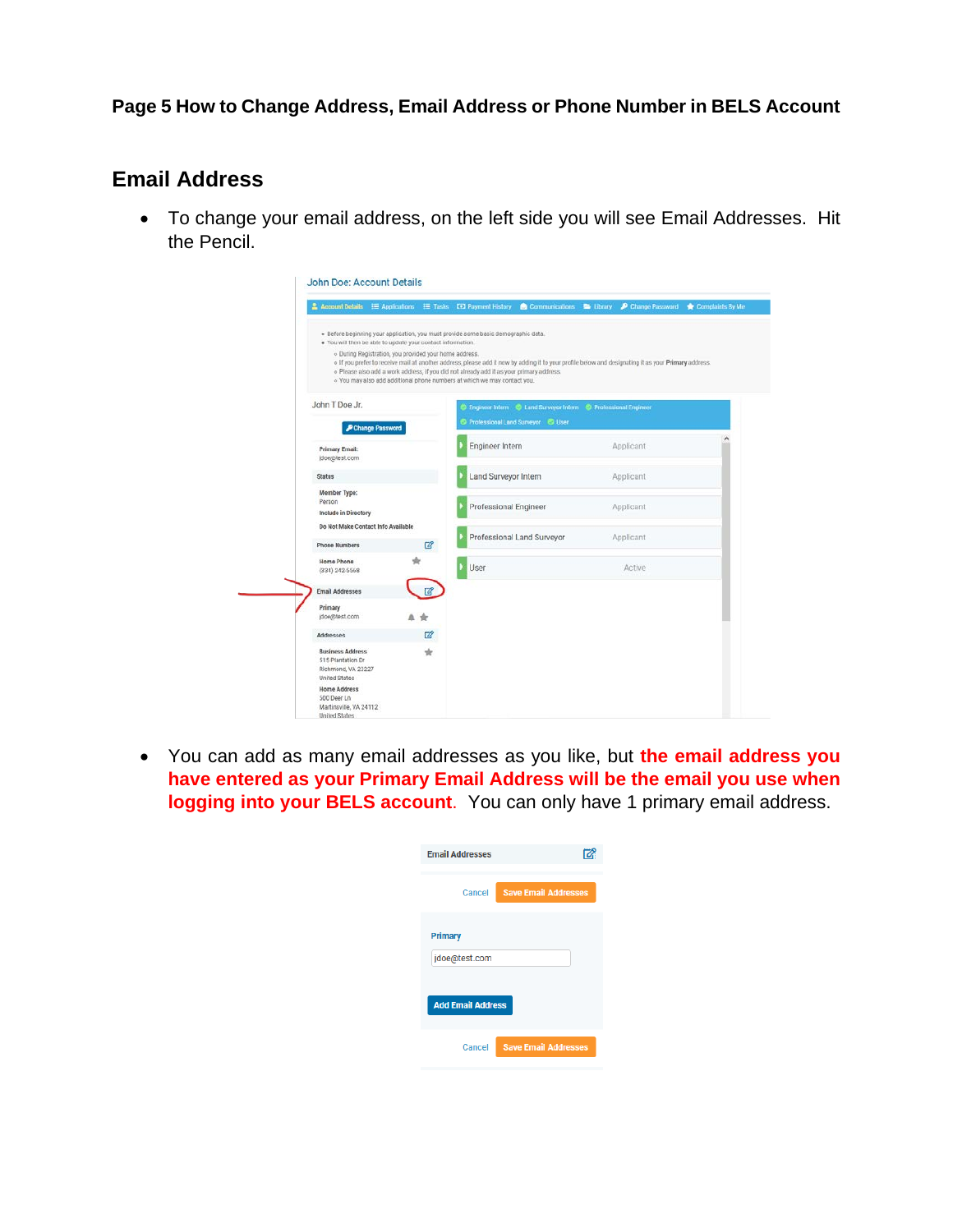Page 5 How to Change Address, Email Address or Phone Number in BELS Account

## Email Address

- To change your email address, on the left side you will see Email Addresses. Hit the Pencil.

- You can add as many email addresses as you like, but **the email address you have entered as your Primary Email Address will be the email you use when logging into your BELS account**. You can only have 1 primary email address.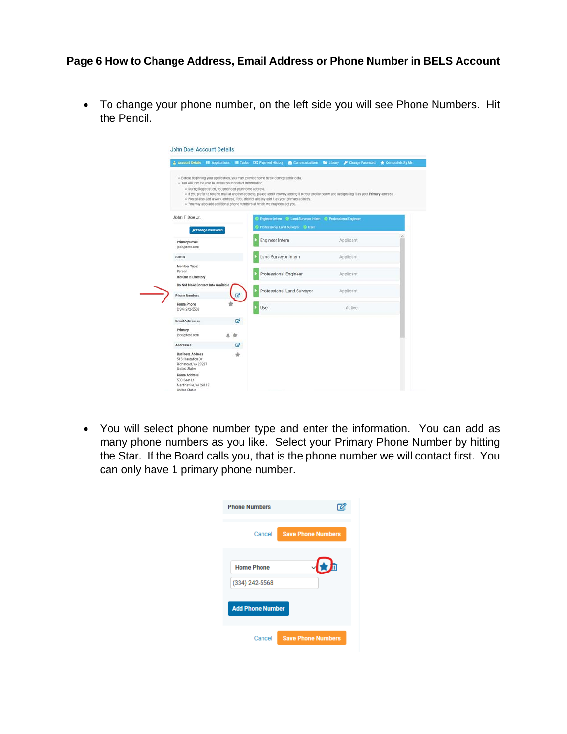**Page 6 How to Change Address, Email Address or Phone Number in BELS Account**

- To change your phone number, on the left side you will see Phone Numbers. Hit the Pencil.

- You will select phone number type and enter the information. You can add as many phone numbers as you like. Select your Primary Phone Number by hitting the Star. If the Board calls you, that is the phone number we will contact first. You can only have 1 primary phone number.